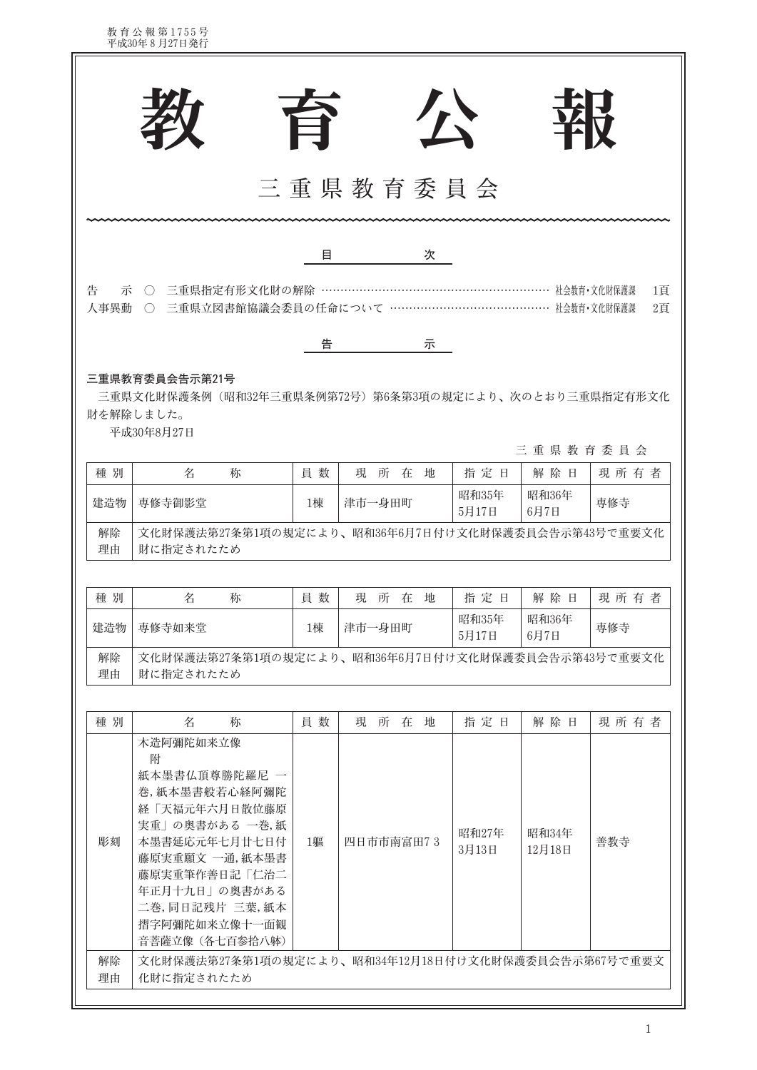# 教　育　公　報

## 三重県教育委員会

目　　　次

告　　示　○　三重県指定有形文化財の解除 ………………………………………………………… 社会教育・文化財保護課　1頁
人事異動　○　三重県立図書館協議会委員の任命について ……………………………………… 社会教育・文化財保護課　2頁

## 告　　　示

**三重県教育委員会告示第21号**

　三重県文化財保護条例（昭和32年三重県条例第72号）第6条第3項の規定により、次のとおり三重県指定有形文化財を解除しました。

　平成30年8月27日

三 重 県 教 育 委 員 会

| 種別 | 名称 | 員数 | 現所在地 | 指定日 | 解除日 | 現所有者 |
|---|---|---|---|---|---|---|
| 建造物 | 専修寺御影堂 | 1棟 | 津市一身田町 | 昭和35年5月17日 | 昭和36年6月7日 | 専修寺 |
| 解除理由 | 文化財保護法第27条第1項の規定により、昭和36年6月7日付け文化財保護委員会告示第43号で重要文化財に指定されたため | | | | | |

| 種別 | 名称 | 員数 | 現所在地 | 指定日 | 解除日 | 現所有者 |
|---|---|---|---|---|---|---|
| 建造物 | 専修寺如来堂 | 1棟 | 津市一身田町 | 昭和35年5月17日 | 昭和36年6月7日 | 専修寺 |
| 解除理由 | 文化財保護法第27条第1項の規定により、昭和36年6月7日付け文化財保護委員会告示第43号で重要文化財に指定されたため | | | | | |

| 種別 | 名称 | 員数 | 現所在地 | 指定日 | 解除日 | 現所有者 |
|---|---|---|---|---|---|---|
| 彫刻 | 木造阿彌陀如来立像 附 紙本墨書仏頂尊勝陀羅尼 一巻, 紙本墨書般若心経阿彌陀経「天福元年六月日散位藤原実重」の奥書がある 一巻, 紙本墨書延応元年七月廿七日付藤原実重願文 一通, 紙本墨書藤原実重筆作善日記「仁治二年正月十九日」の奥書がある 二巻, 同日記残片 三葉, 紙本摺字阿彌陀如来立像十一面観音菩薩立像（各七百参拾八躰） | 1軀 | 四日市市南富田73 | 昭和27年3月13日 | 昭和34年12月18日 | 善教寺 |
| 解除理由 | 文化財保護法第27条第1項の規定により、昭和34年12月18日付け文化財保護委員会告示第67号で重要文化財に指定されたため | | | | | |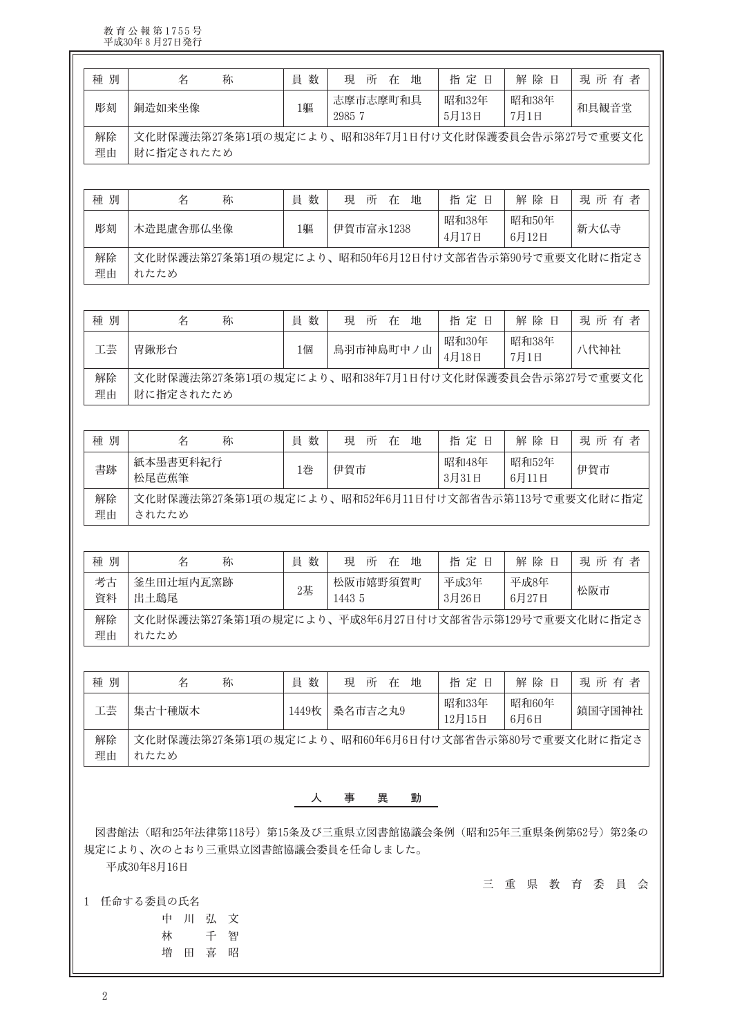| 種別 | 名　　称 | 員数 | 現所在地 | 指定日 | 解除日 | 現所有者 |
|---|---|---|---|---|---|---|
| 彫刻 | 銅造如来坐像 | 1軀 | 志摩市志摩町和具2985 7 | 昭和32年5月13日 | 昭和38年7月1日 | 和具観音堂 |
| 解除理由 | 文化財保護法第27条第1項の規定により、昭和38年7月1日付け文化財保護委員会告示第27号で重要文化財に指定されたため | | | | | |

| 種別 | 名　　称 | 員数 | 現所在地 | 指定日 | 解除日 | 現所有者 |
|---|---|---|---|---|---|---|
| 彫刻 | 木造毘盧舎那仏坐像 | 1軀 | 伊賀市富永1238 | 昭和38年4月17日 | 昭和50年6月12日 | 新大仏寺 |
| 解除理由 | 文化財保護法第27条第1項の規定により、昭和50年6月12日付け文部省告示第90号で重要文化財に指定されたため | | | | | |

| 種別 | 名　　称 | 員数 | 現所在地 | 指定日 | 解除日 | 現所有者 |
|---|---|---|---|---|---|---|
| 工芸 | 冑鍬形台 | 1個 | 鳥羽市神島町中ノ山 | 昭和30年4月18日 | 昭和38年7月1日 | 八代神社 |
| 解除理由 | 文化財保護法第27条第1項の規定により、昭和38年7月1日付け文化財保護委員会告示第27号で重要文化財に指定されたため | | | | | |

| 種別 | 名　　称 | 員数 | 現所在地 | 指定日 | 解除日 | 現所有者 |
|---|---|---|---|---|---|---|
| 書跡 | 紙本墨書更科紀行 松尾芭蕉筆 | 1巻 | 伊賀市 | 昭和48年3月31日 | 昭和52年6月11日 | 伊賀市 |
| 解除理由 | 文化財保護法第27条第1項の規定により、昭和52年6月11日付け文部省告示第113号で重要文化財に指定されたため | | | | | |

| 種別 | 名　　称 | 員数 | 現所在地 | 指定日 | 解除日 | 現所有者 |
|---|---|---|---|---|---|---|
| 考古資料 | 釜生田辻垣内瓦窯跡出土鴟尾 | 2基 | 松阪市嬉野須賀町1443 5 | 平成3年3月26日 | 平成8年6月27日 | 松阪市 |
| 解除理由 | 文化財保護法第27条第1項の規定により、平成8年6月27日付け文部省告示第129号で重要文化財に指定されたため | | | | | |

| 種別 | 名　　称 | 員数 | 現所在地 | 指定日 | 解除日 | 現所有者 |
|---|---|---|---|---|---|---|
| 工芸 | 集古十種版木 | 1449枚 | 桑名市吉之丸9 | 昭和33年12月15日 | 昭和60年6月6日 | 鎮国守国神社 |
| 解除理由 | 文化財保護法第27条第1項の規定により、昭和60年6月6日付け文部省告示第80号で重要文化財に指定されたため | | | | | |

## 人　事　異　動

図書館法（昭和25年法律第118号）第15条及び三重県立図書館協議会条例（昭和25年三重県条例第62号）第2条の規定により、次のとおり三重県立図書館協議会委員を任命しました。

平成30年8月16日

三重県教育委員会

1　任命する委員の氏名

中川弘文
林　千智
増田喜昭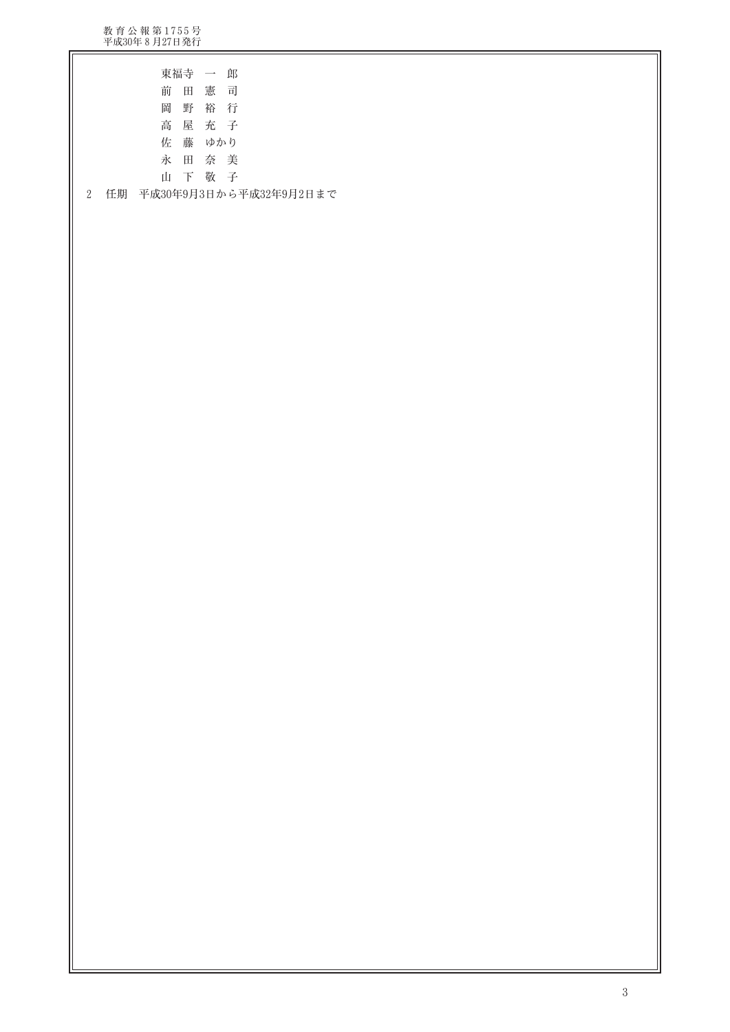東福寺　一　郎
前　田　憲　司
岡　野　裕　行
高　屋　充　子
佐　藤　ゆかり
永　田　奈　美
山　下　敬　子

2　任期　平成30年9月3日から平成32年9月2日まで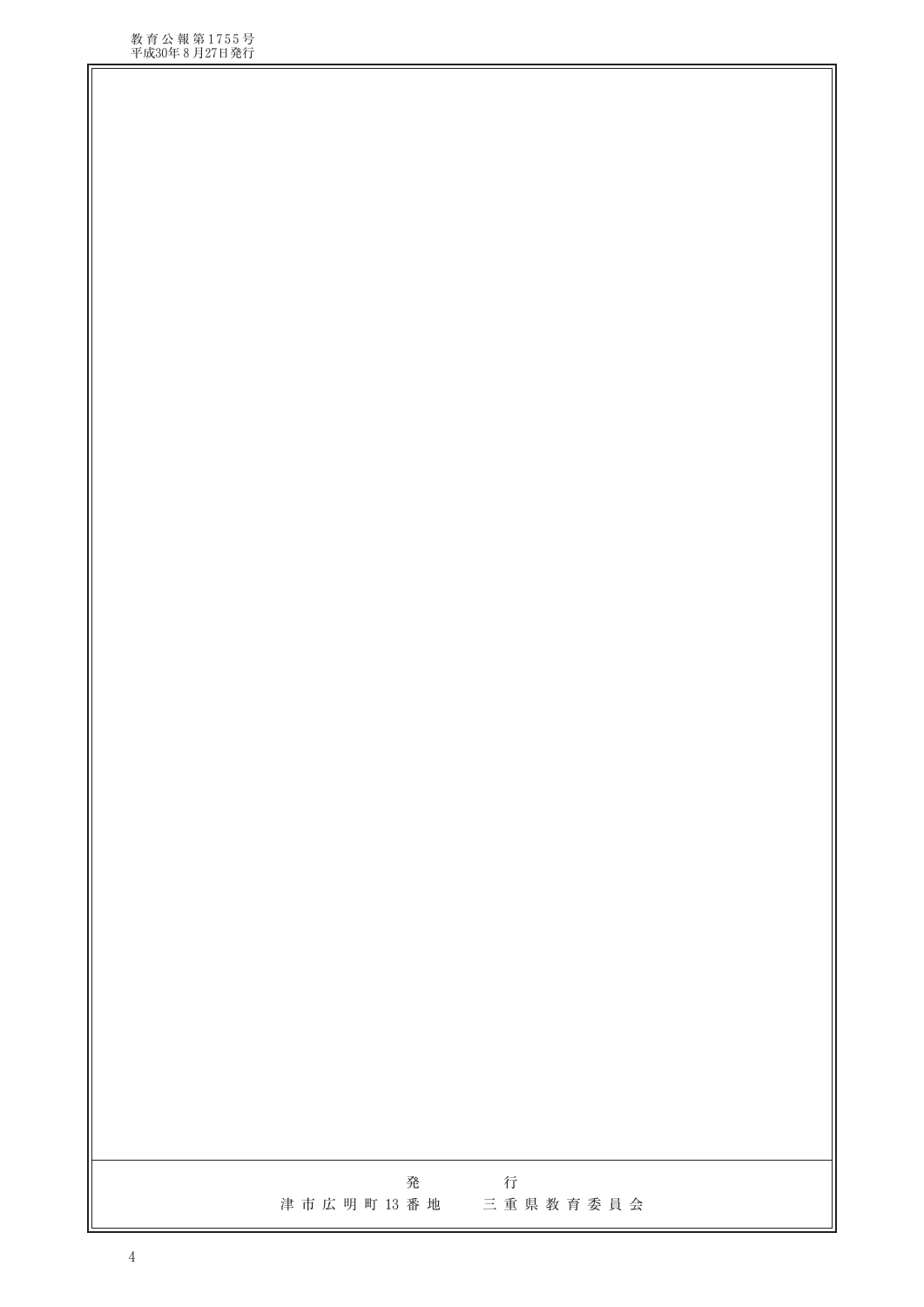発　　　行

津市広明町13番地　　三重県教育委員会